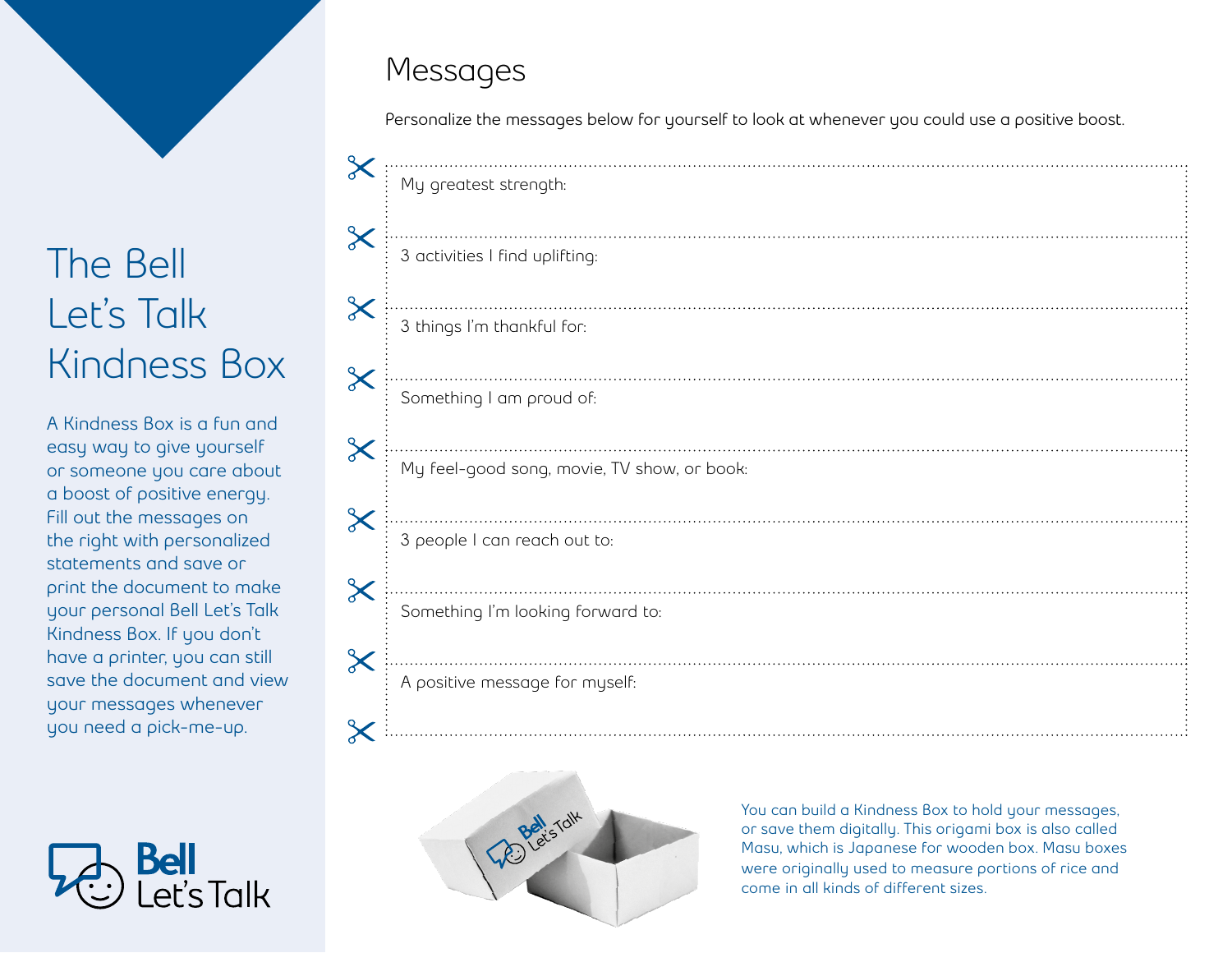# The Bell Let's Talk Kindness Box

A Kindness Box is a fun and easy way to give yourself or someone you care about a boost of positive energy. Fill out the messages on the right with personalized statements and save or print the document to make your personal Bell Let's Talk Kindness Box. If you don't have a printer, you can still save the document and view your messages whenever you need a pick-me-up.

## Messages

Personalize the messages below for yourself to look at whenever you could use a positive boost.

My greatest strength:

3 activities I find uplifting:

3 things I'm thankful for:

Something I am proud of:

My feel-good song, movie, TV show, or book:

3 people I can reach out to:

Something I'm looking forward to:

A positive message for myself:

You can build a Kindness Box to hold your messages, or save them digitally. This origami box is also called Masu, which is Japanese for wooden box. Masu boxes were originally used to measure portions of rice and come in all kinds of different sizes.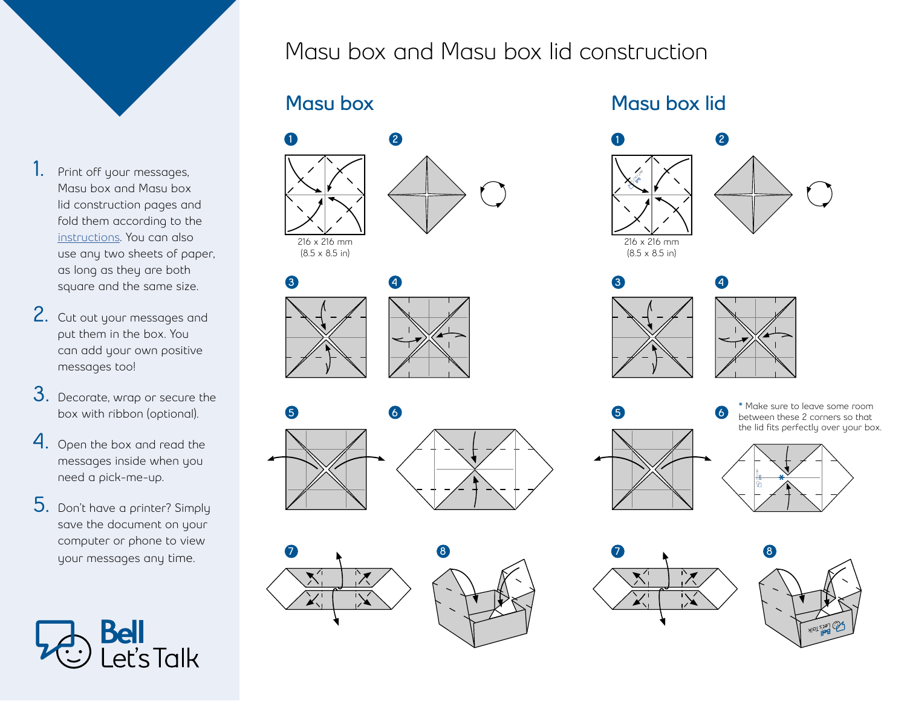1. Print off your messages, Masu box and Masu box lid construction pages and fold them according to the instructions. You can also use any two sheets of paper, as long as they are both square and the same size.
2. Cut out your messages and put them in the box. You can add your own positive messages too!
3. Decorate, wrap or secure the box with ribbon (optional).
4. Open the box and read the messages inside when you need a pick-me-up.
5. Don't have a printer? Simply save the document on your computer or phone to view your messages any time.

Bell Let's Talk

# Masu box and Masu box lid construction

## Masu box

1

216 x 216 mm
(8.5 x 8.5 in)

2

3

4

5

6

7

8

## Masu box lid

1

216 x 216 mm
(8.5 x 8.5 in)

2

3

4

5

6

* Make sure to leave some room between these 2 corners so that the lid fits perfectly over your box.

7

8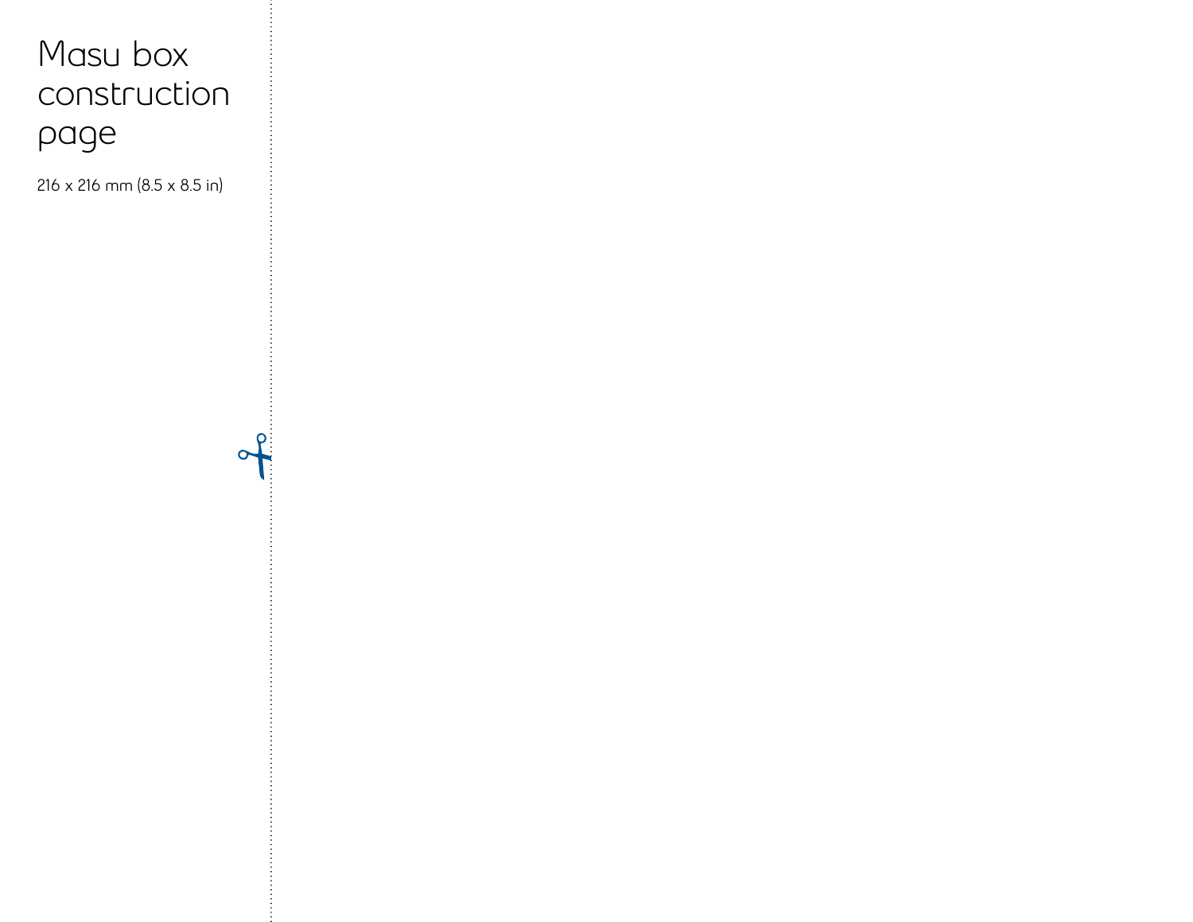# Masu box construction page

216 x 216 mm (8.5 x 8.5 in)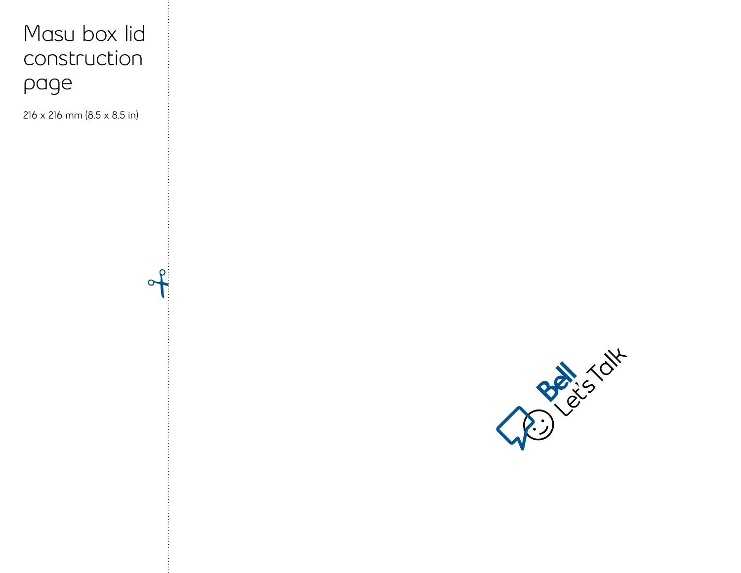# Masu box lid construction page

216 x 216 mm (8.5 x 8.5 in)

Bell Let's Talk